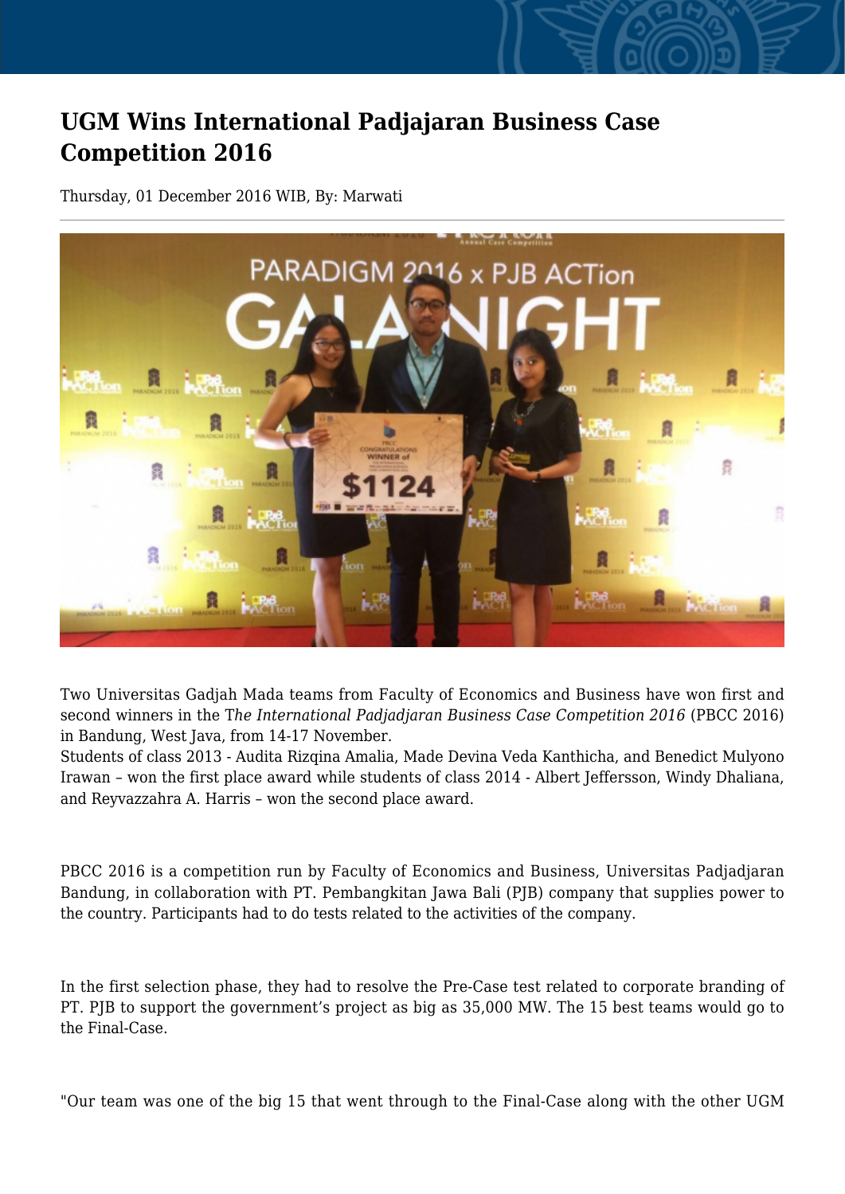# UGM Wins International Padjajaran Business Case Competition 2016

Thursday, 01 December 2016 WIB, By: Marwati

Two Universitas Gadjah Mada teams from Faculty of Economics and Business have won first and second winners in the T*he International Padjadjaran Business Case Competition 2016* (PBCC 2016) in Bandung, West Java, from 14-17 November.
Students of class 2013 - Audita Rizqina Amalia, Made Devina Veda Kanthicha, and Benedict Mulyono Irawan – won the first place award while students of class 2014 - Albert Jeffersson, Windy Dhaliana, and Reyvazzahra A. Harris – won the second place award.

PBCC 2016 is a competition run by Faculty of Economics and Business, Universitas Padjadjaran Bandung, in collaboration with PT. Pembangkitan Jawa Bali (PJB) company that supplies power to the country. Participants had to do tests related to the activities of the company.

In the first selection phase, they had to resolve the Pre-Case test related to corporate branding of PT. PJB to support the government's project as big as 35,000 MW. The 15 best teams would go to the Final-Case.

"Our team was one of the big 15 that went through to the Final-Case along with the other UGM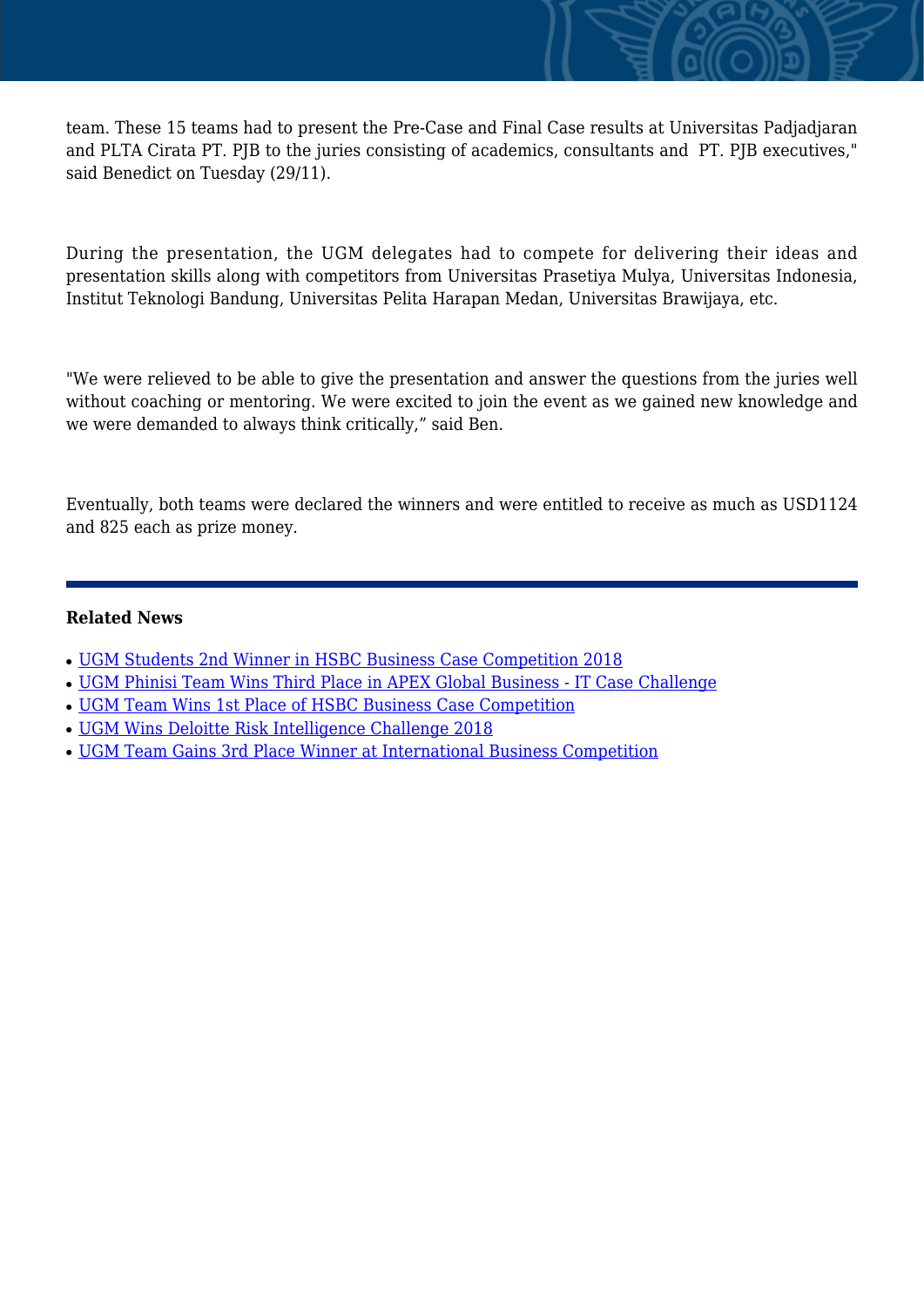team. These 15 teams had to present the Pre-Case and Final Case results at Universitas Padjadjaran and PLTA Cirata PT. PJB to the juries consisting of academics, consultants and PT. PJB executives," said Benedict on Tuesday (29/11).

During the presentation, the UGM delegates had to compete for delivering their ideas and presentation skills along with competitors from Universitas Prasetiya Mulya, Universitas Indonesia, Institut Teknologi Bandung, Universitas Pelita Harapan Medan, Universitas Brawijaya, etc.

"We were relieved to be able to give the presentation and answer the questions from the juries well without coaching or mentoring. We were excited to join the event as we gained new knowledge and we were demanded to always think critically," said Ben.

Eventually, both teams were declared the winners and were entitled to receive as much as USD1124 and 825 each as prize money.

---

**Related News**

- UGM Students 2nd Winner in HSBC Business Case Competition 2018
- UGM Phinisi Team Wins Third Place in APEX Global Business - IT Case Challenge
- UGM Team Wins 1st Place of HSBC Business Case Competition
- UGM Wins Deloitte Risk Intelligence Challenge 2018
- UGM Team Gains 3rd Place Winner at International Business Competition